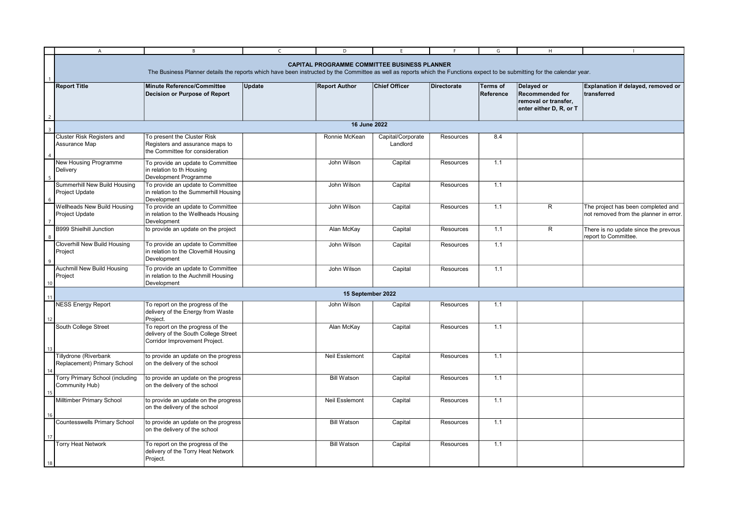**CAPITAL PROGRAMME COMMITTEE BUSINESS PLANNER**

The Business Planner details the reports which have been instructed by the Committee as well as reports which the Functions expect to be submitting for the calendar year.

| Report Title | Minute Reference/Committee Decision or Purpose of Report | Update | Report Author | Chief Officer | Directorate | Terms of Reference | Delayed or Recommended for removal or transfer, enter either D, R, or T | Explanation if delayed, removed or transferred |
|---|---|---|---|---|---|---|---|---|
| **16 June 2022** | | | | | | | | |
| Cluster Risk Registers and Assurance Map | To present the Cluster Risk Registers and assurance maps to the Committee for consideration | | Ronnie McKean | Capital/Corporate Landlord | Resources | 8.4 | | |
| New Housing Programme Delivery | To provide an update to Committee in relation to th Housing Development Programme | | John Wilson | Capital | Resources | 1.1 | | |
| Summerhill New Build Housing Project Update | To provide an update to Committee in relation to the Summerhill Housing Development | | John Wilson | Capital | Resources | 1.1 | | |
| Wellheads New Build Housing Project Update | To provide an update to Committee in relation to the Wellheads Housing Development | | John Wilson | Capital | Resources | 1.1 | R | The project has been completed and not removed from the planner in error. |
| B999 Shielhill Junction | to provide an update on the project | | Alan McKay | Capital | Resources | 1.1 | R | There is no update since the prevous report to Committee. |
| Cloverhill New Build Housing Project | To provide an update to Committee in relation to the Cloverhill Housing Development | | John Wilson | Capital | Resources | 1.1 | | |
| Auchmill New Build Housing Project | To provide an update to Committee in relation to the Auchmill Housing Development | | John Wilson | Capital | Resources | 1.1 | | |
| **15 September 2022** | | | | | | | | |
| NESS Energy Report | To report on the progress of the delivery of the Energy from Waste Project. | | John Wilson | Capital | Resources | 1.1 | | |
| South College Street | To report on the progress of the delivery of the South College Street Corridor Improvement Project. | | Alan McKay | Capital | Resources | 1.1 | | |
| Tillydrone (Riverbank Replacement) Primary School | to provide an update on the progress on the delivery of the school | | Neil Esslemont | Capital | Resources | 1.1 | | |
| Torry Primary School (including Community Hub) | to provide an update on the progress on the delivery of the school | | Bill Watson | Capital | Resources | 1.1 | | |
| Milltimber Primary School | to provide an update on the progress on the delivery of the school | | Neil Esslemont | Capital | Resources | 1.1 | | |
| Countesswells Primary School | to provide an update on the progress on the delivery of the school | | Bill Watson | Capital | Resources | 1.1 | | |
| Torry Heat Network | To report on the progress of the delivery of the Torry Heat Network Project. | | Bill Watson | Capital | Resources | 1.1 | | |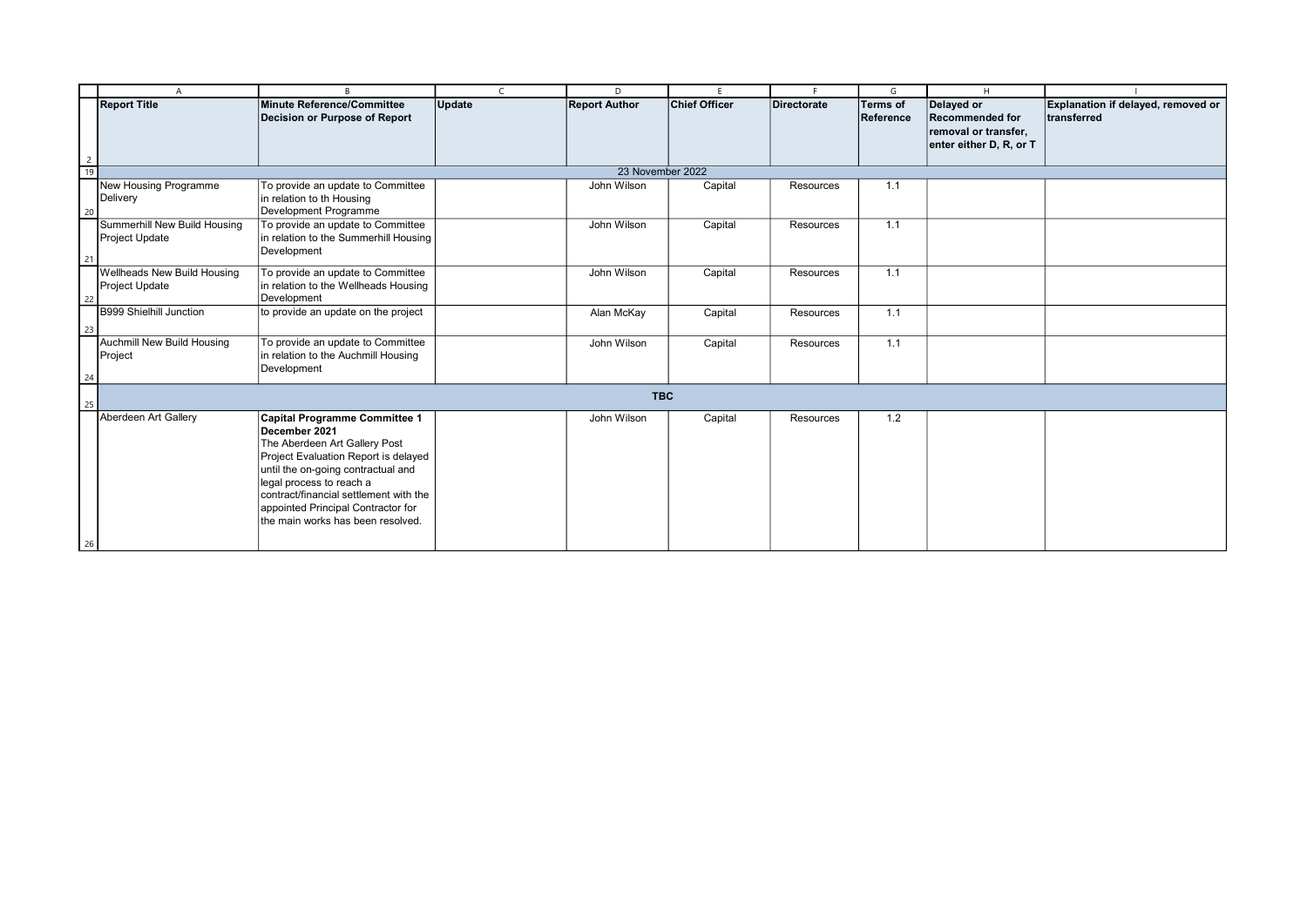| Report Title | Minute Reference/Committee Decision or Purpose of Report | Update | Report Author | Chief Officer | Directorate | Terms of Reference | Delayed or Recommended for removal or transfer, enter either D, R, or T | Explanation if delayed, removed or transferred |
|---|---|---|---|---|---|---|---|---|
| **23 November 2022** | | | | | | | | |
| New Housing Programme Delivery | To provide an update to Committee in relation to th Housing Development Programme | | John Wilson | Capital | Resources | 1.1 | | |
| Summerhill New Build Housing Project Update | To provide an update to Committee in relation to the Summerhill Housing Development | | John Wilson | Capital | Resources | 1.1 | | |
| Wellheads New Build Housing Project Update | To provide an update to Committee in relation to the Wellheads Housing Development | | John Wilson | Capital | Resources | 1.1 | | |
| B999 Shielhill Junction | to provide an update on the project | | Alan McKay | Capital | Resources | 1.1 | | |
| Auchmill New Build Housing Project | To provide an update to Committee in relation to the Auchmill Housing Development | | John Wilson | Capital | Resources | 1.1 | | |
| **TBC** | | | | | | | | |
| Aberdeen Art Gallery | **Capital Programme Committee 1 December 2021** The Aberdeen Art Gallery Post Project Evaluation Report is delayed until the on-going contractual and legal process to reach a contract/financial settlement with the appointed Principal Contractor for the main works has been resolved. | | John Wilson | Capital | Resources | 1.2 | | |